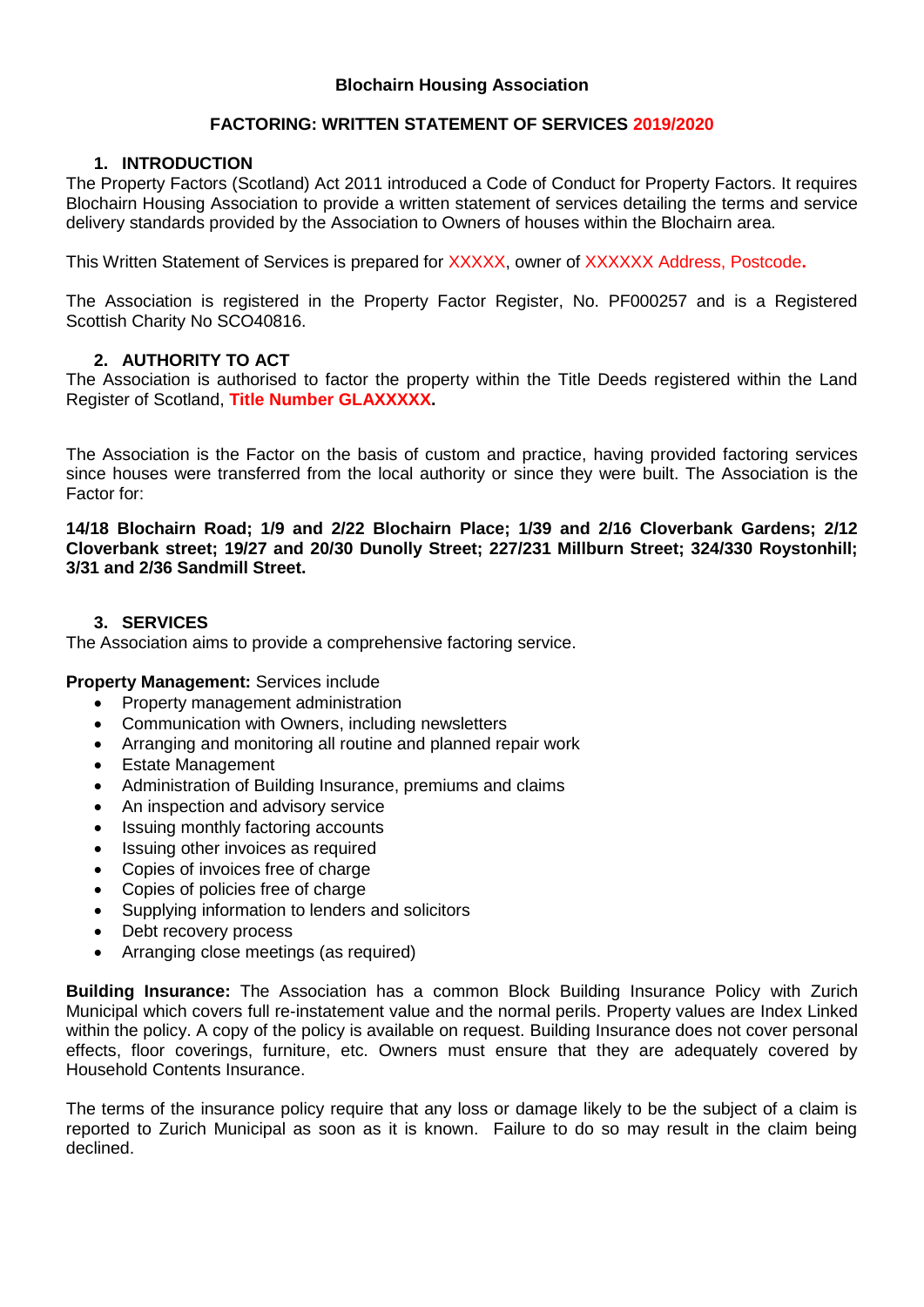**Blochairn Housing Association**

**FACTORING: WRITTEN STATEMENT OF SERVICES 2019/2020**

## 1. INTRODUCTION

The Property Factors (Scotland) Act 2011 introduced a Code of Conduct for Property Factors. It requires Blochairn Housing Association to provide a written statement of services detailing the terms and service delivery standards provided by the Association to Owners of houses within the Blochairn area.

This Written Statement of Services is prepared for XXXXX, owner of XXXXXX Address, Postcode**.**

The Association is registered in the Property Factor Register, No. PF000257 and is a Registered Scottish Charity No SCO40816.

## 2. AUTHORITY TO ACT

The Association is authorised to factor the property within the Title Deeds registered within the Land Register of Scotland, **Title Number GLAXXXXX.**

The Association is the Factor on the basis of custom and practice, having provided factoring services since houses were transferred from the local authority or since they were built. The Association is the Factor for:

**14/18 Blochairn Road; 1/9 and 2/22 Blochairn Place; 1/39 and 2/16 Cloverbank Gardens; 2/12 Cloverbank street; 19/27 and 20/30 Dunolly Street; 227/231 Millburn Street; 324/330 Roystonhill; 3/31 and 2/36 Sandmill Street.**

## 3. SERVICES

The Association aims to provide a comprehensive factoring service.

**Property Management:** Services include

- Property management administration
- Communication with Owners, including newsletters
- Arranging and monitoring all routine and planned repair work
- Estate Management
- Administration of Building Insurance, premiums and claims
- An inspection and advisory service
- Issuing monthly factoring accounts
- Issuing other invoices as required
- Copies of invoices free of charge
- Copies of policies free of charge
- Supplying information to lenders and solicitors
- Debt recovery process
- Arranging close meetings (as required)

**Building Insurance:** The Association has a common Block Building Insurance Policy with Zurich Municipal which covers full re-instatement value and the normal perils. Property values are Index Linked within the policy. A copy of the policy is available on request. Building Insurance does not cover personal effects, floor coverings, furniture, etc. Owners must ensure that they are adequately covered by Household Contents Insurance.

The terms of the insurance policy require that any loss or damage likely to be the subject of a claim is reported to Zurich Municipal as soon as it is known. Failure to do so may result in the claim being declined.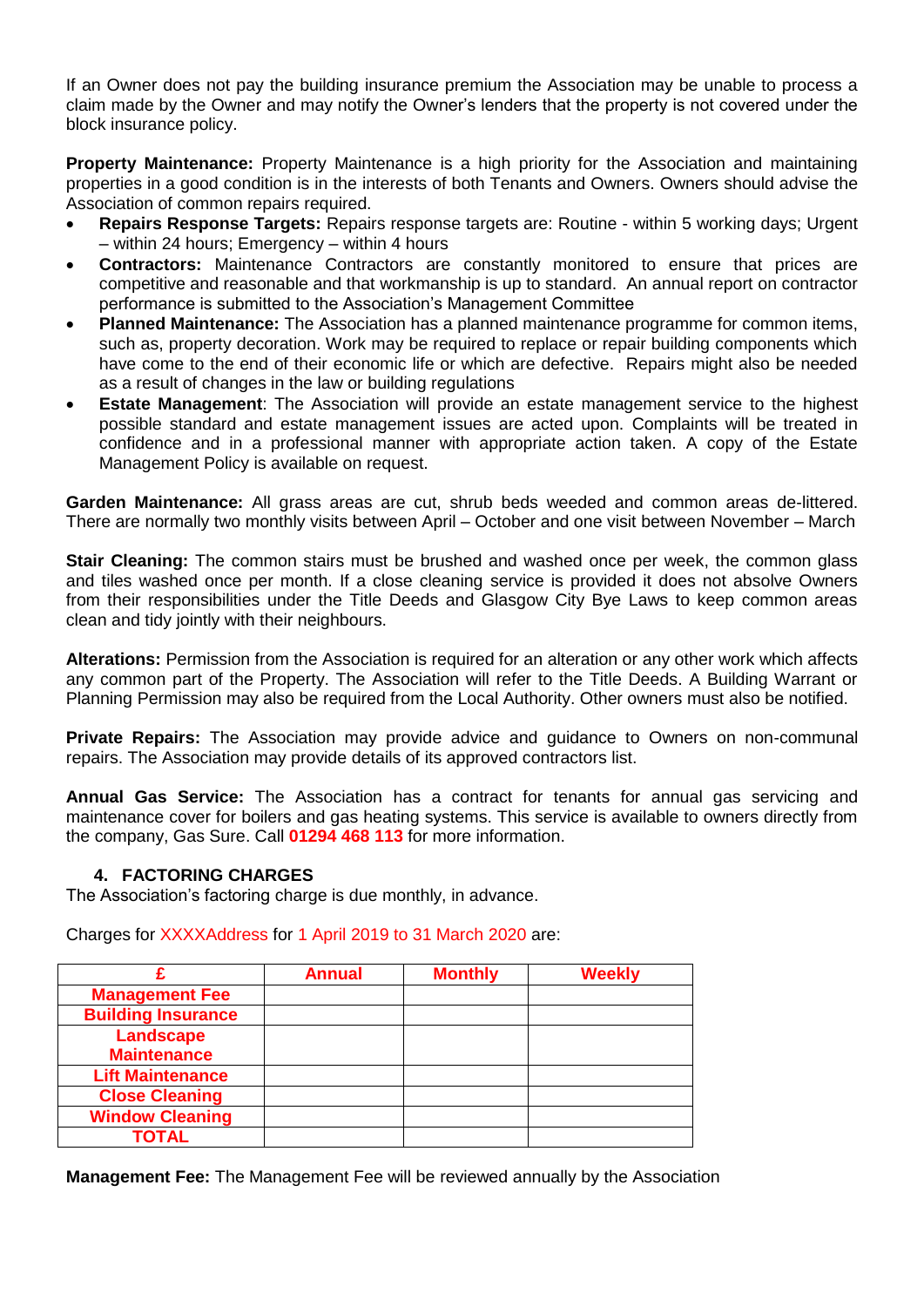If an Owner does not pay the building insurance premium the Association may be unable to process a claim made by the Owner and may notify the Owner's lenders that the property is not covered under the block insurance policy.

**Property Maintenance:** Property Maintenance is a high priority for the Association and maintaining properties in a good condition is in the interests of both Tenants and Owners. Owners should advise the Association of common repairs required.

- **Repairs Response Targets:** Repairs response targets are: Routine - within 5 working days; Urgent – within 24 hours; Emergency – within 4 hours
- **Contractors:** Maintenance Contractors are constantly monitored to ensure that prices are competitive and reasonable and that workmanship is up to standard. An annual report on contractor performance is submitted to the Association's Management Committee
- **Planned Maintenance:** The Association has a planned maintenance programme for common items, such as, property decoration. Work may be required to replace or repair building components which have come to the end of their economic life or which are defective. Repairs might also be needed as a result of changes in the law or building regulations
- **Estate Management**: The Association will provide an estate management service to the highest possible standard and estate management issues are acted upon. Complaints will be treated in confidence and in a professional manner with appropriate action taken. A copy of the Estate Management Policy is available on request.

**Garden Maintenance:** All grass areas are cut, shrub beds weeded and common areas de-littered. There are normally two monthly visits between April – October and one visit between November – March

**Stair Cleaning:** The common stairs must be brushed and washed once per week, the common glass and tiles washed once per month. If a close cleaning service is provided it does not absolve Owners from their responsibilities under the Title Deeds and Glasgow City Bye Laws to keep common areas clean and tidy jointly with their neighbours.

**Alterations:** Permission from the Association is required for an alteration or any other work which affects any common part of the Property. The Association will refer to the Title Deeds. A Building Warrant or Planning Permission may also be required from the Local Authority. Other owners must also be notified.

**Private Repairs:** The Association may provide advice and guidance to Owners on non-communal repairs. The Association may provide details of its approved contractors list.

**Annual Gas Service:** The Association has a contract for tenants for annual gas servicing and maintenance cover for boilers and gas heating systems. This service is available to owners directly from the company, Gas Sure. Call **01294 468 113** for more information.

## 4. FACTORING CHARGES

The Association's factoring charge is due monthly, in advance.

Charges for XXXXAddress for 1 April 2019 to 31 March 2020 are:

| £ | Annual | Monthly | Weekly |
|---|---|---|---|
| Management Fee | | | |
| Building Insurance | | | |
| Landscape Maintenance | | | |
| Lift Maintenance | | | |
| Close Cleaning | | | |
| Window Cleaning | | | |
| TOTAL | | | |

**Management Fee:** The Management Fee will be reviewed annually by the Association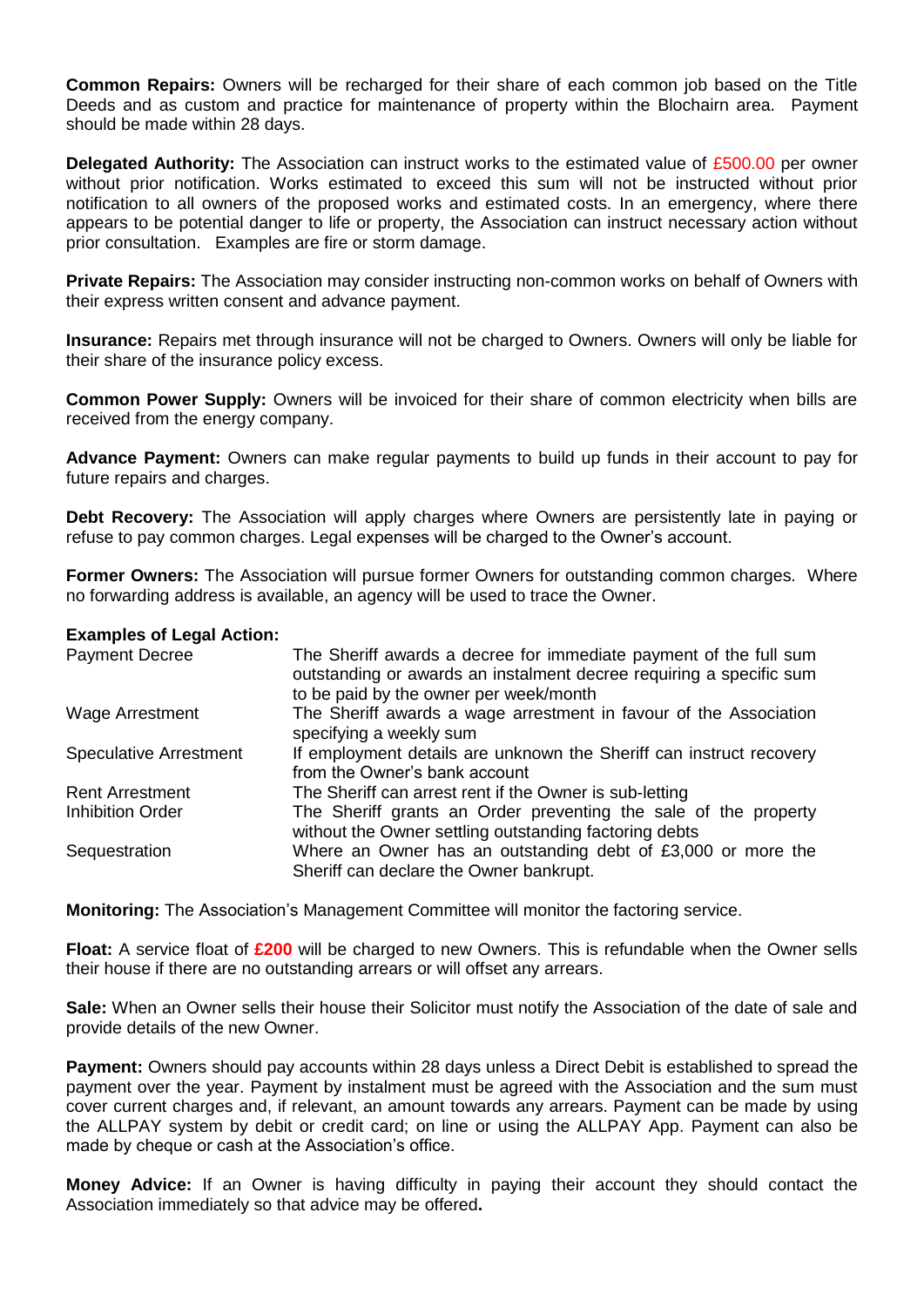**Common Repairs:** Owners will be recharged for their share of each common job based on the Title Deeds and as custom and practice for maintenance of property within the Blochairn area. Payment should be made within 28 days.

**Delegated Authority:** The Association can instruct works to the estimated value of £500.00 per owner without prior notification. Works estimated to exceed this sum will not be instructed without prior notification to all owners of the proposed works and estimated costs. In an emergency, where there appears to be potential danger to life or property, the Association can instruct necessary action without prior consultation. Examples are fire or storm damage.

**Private Repairs:** The Association may consider instructing non-common works on behalf of Owners with their express written consent and advance payment.

**Insurance:** Repairs met through insurance will not be charged to Owners. Owners will only be liable for their share of the insurance policy excess.

**Common Power Supply:** Owners will be invoiced for their share of common electricity when bills are received from the energy company.

**Advance Payment:** Owners can make regular payments to build up funds in their account to pay for future repairs and charges.

**Debt Recovery:** The Association will apply charges where Owners are persistently late in paying or refuse to pay common charges. Legal expenses will be charged to the Owner's account.

**Former Owners:** The Association will pursue former Owners for outstanding common charges. Where no forwarding address is available, an agency will be used to trace the Owner.

**Examples of Legal Action:**

| | |
|---|---|
| Payment Decree | The Sheriff awards a decree for immediate payment of the full sum outstanding or awards an instalment decree requiring a specific sum to be paid by the owner per week/month |
| Wage Arrestment | The Sheriff awards a wage arrestment in favour of the Association specifying a weekly sum |
| Speculative Arrestment | If employment details are unknown the Sheriff can instruct recovery from the Owner's bank account |
| Rent Arrestment | The Sheriff can arrest rent if the Owner is sub-letting |
| Inhibition Order | The Sheriff grants an Order preventing the sale of the property without the Owner settling outstanding factoring debts |
| Sequestration | Where an Owner has an outstanding debt of £3,000 or more the Sheriff can declare the Owner bankrupt. |

**Monitoring:** The Association's Management Committee will monitor the factoring service.

**Float:** A service float of **£200** will be charged to new Owners. This is refundable when the Owner sells their house if there are no outstanding arrears or will offset any arrears.

**Sale:** When an Owner sells their house their Solicitor must notify the Association of the date of sale and provide details of the new Owner.

**Payment:** Owners should pay accounts within 28 days unless a Direct Debit is established to spread the payment over the year. Payment by instalment must be agreed with the Association and the sum must cover current charges and, if relevant, an amount towards any arrears. Payment can be made by using the ALLPAY system by debit or credit card; on line or using the ALLPAY App. Payment can also be made by cheque or cash at the Association's office.

**Money Advice:** If an Owner is having difficulty in paying their account they should contact the Association immediately so that advice may be offered**.**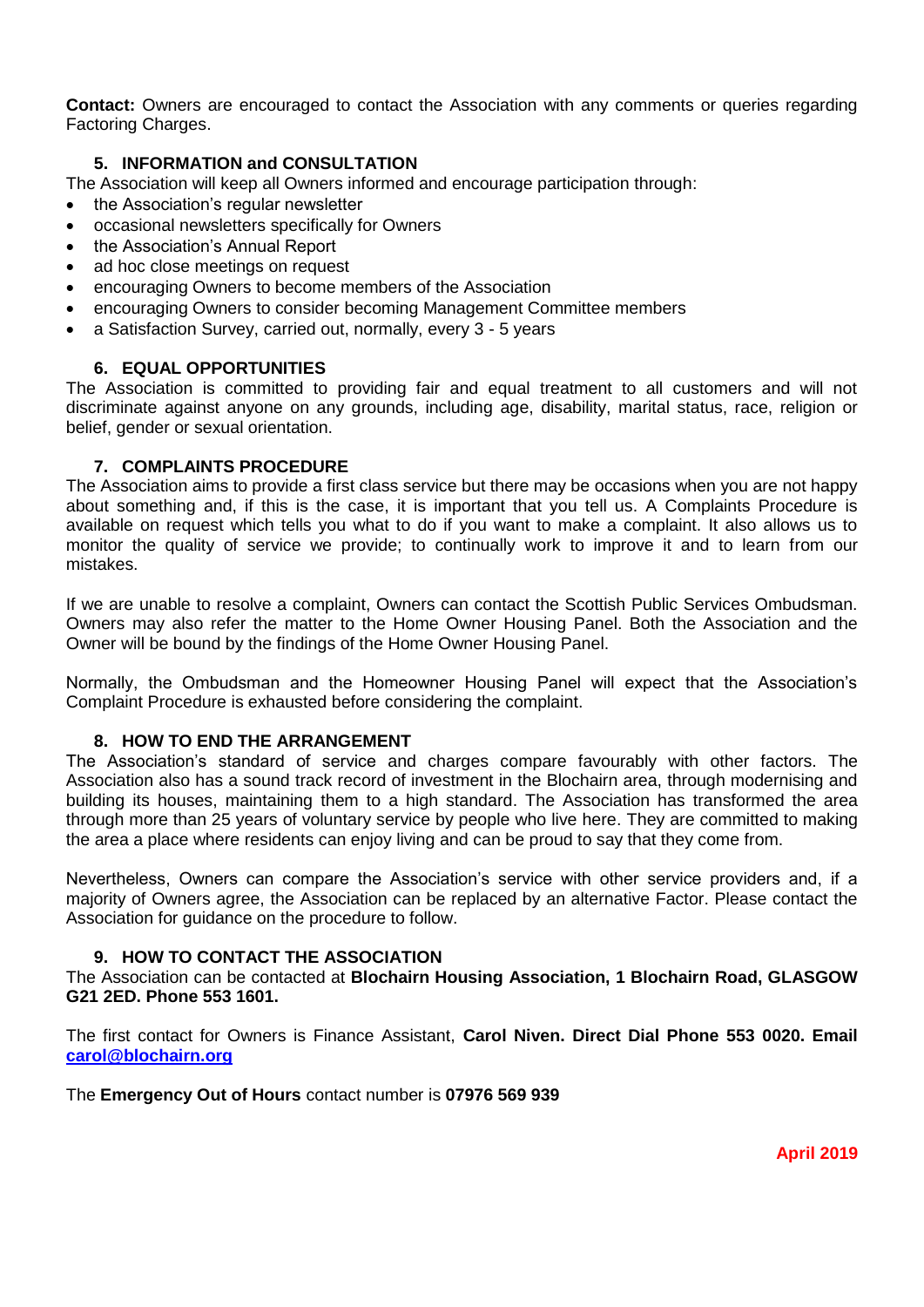**Contact:** Owners are encouraged to contact the Association with any comments or queries regarding Factoring Charges.

## 5. INFORMATION and CONSULTATION

The Association will keep all Owners informed and encourage participation through:

- the Association's regular newsletter
- occasional newsletters specifically for Owners
- the Association's Annual Report
- ad hoc close meetings on request
- encouraging Owners to become members of the Association
- encouraging Owners to consider becoming Management Committee members
- a Satisfaction Survey, carried out, normally, every 3 - 5 years

## 6. EQUAL OPPORTUNITIES

The Association is committed to providing fair and equal treatment to all customers and will not discriminate against anyone on any grounds, including age, disability, marital status, race, religion or belief, gender or sexual orientation.

## 7. COMPLAINTS PROCEDURE

The Association aims to provide a first class service but there may be occasions when you are not happy about something and, if this is the case, it is important that you tell us. A Complaints Procedure is available on request which tells you what to do if you want to make a complaint. It also allows us to monitor the quality of service we provide; to continually work to improve it and to learn from our mistakes.

If we are unable to resolve a complaint, Owners can contact the Scottish Public Services Ombudsman. Owners may also refer the matter to the Home Owner Housing Panel. Both the Association and the Owner will be bound by the findings of the Home Owner Housing Panel.

Normally, the Ombudsman and the Homeowner Housing Panel will expect that the Association's Complaint Procedure is exhausted before considering the complaint.

## 8. HOW TO END THE ARRANGEMENT

The Association's standard of service and charges compare favourably with other factors. The Association also has a sound track record of investment in the Blochairn area, through modernising and building its houses, maintaining them to a high standard. The Association has transformed the area through more than 25 years of voluntary service by people who live here. They are committed to making the area a place where residents can enjoy living and can be proud to say that they come from.

Nevertheless, Owners can compare the Association's service with other service providers and, if a majority of Owners agree, the Association can be replaced by an alternative Factor. Please contact the Association for guidance on the procedure to follow.

## 9. HOW TO CONTACT THE ASSOCIATION

The Association can be contacted at **Blochairn Housing Association, 1 Blochairn Road, GLASGOW G21 2ED. Phone 553 1601.**

The first contact for Owners is Finance Assistant, **Carol Niven. Direct Dial Phone 553 0020. Email carol@blochairn.org**

The **Emergency Out of Hours** contact number is **07976 569 939**

**April 2019**